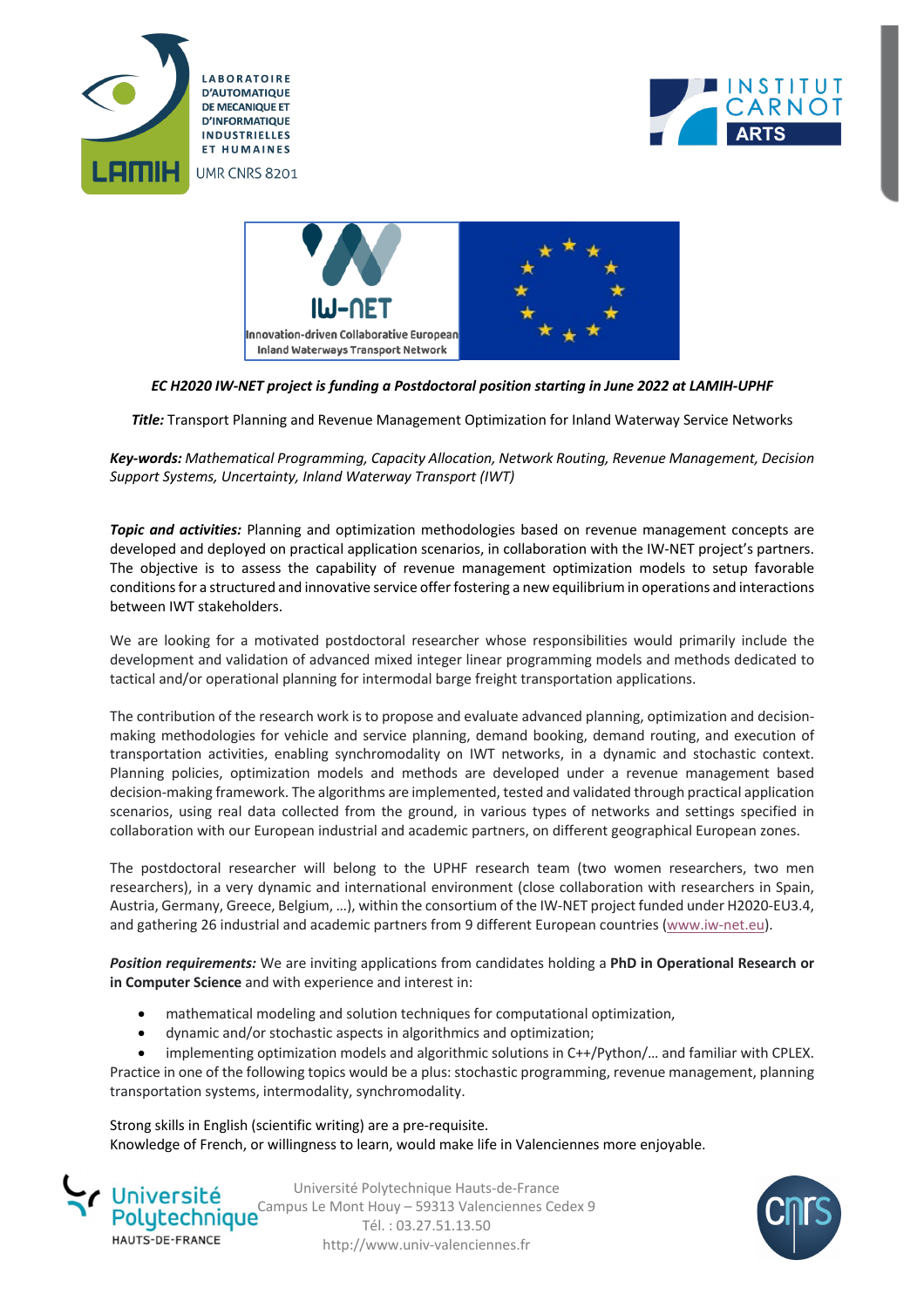LABORATOIRE D'AUTOMATIQUE DE MECANIQUE ET D'INFORMATIQUE INDUSTRIELLES ET HUMAINES

LAMIH UMR CNRS 8201

INSTITUT CARNOT ARTS

IW-NET Innovation-driven Collaborative European Inland Waterways Transport Network

***EC H2020 IW-NET project is funding a Postdoctoral position starting in June 2022 at LAMIH-UPHF***

***Title:*** Transport Planning and Revenue Management Optimization for Inland Waterway Service Networks

***Key-words:*** *Mathematical Programming, Capacity Allocation, Network Routing, Revenue Management, Decision Support Systems, Uncertainty, Inland Waterway Transport (IWT)*

***Topic and activities:*** Planning and optimization methodologies based on revenue management concepts are developed and deployed on practical application scenarios, in collaboration with the IW-NET project's partners. The objective is to assess the capability of revenue management optimization models to setup favorable conditions for a structured and innovative service offer fostering a new equilibrium in operations and interactions between IWT stakeholders.

We are looking for a motivated postdoctoral researcher whose responsibilities would primarily include the development and validation of advanced mixed integer linear programming models and methods dedicated to tactical and/or operational planning for intermodal barge freight transportation applications.

The contribution of the research work is to propose and evaluate advanced planning, optimization and decision-making methodologies for vehicle and service planning, demand booking, demand routing, and execution of transportation activities, enabling synchromodality on IWT networks, in a dynamic and stochastic context. Planning policies, optimization models and methods are developed under a revenue management based decision-making framework. The algorithms are implemented, tested and validated through practical application scenarios, using real data collected from the ground, in various types of networks and settings specified in collaboration with our European industrial and academic partners, on different geographical European zones.

The postdoctoral researcher will belong to the UPHF research team (two women researchers, two men researchers), in a very dynamic and international environment (close collaboration with researchers in Spain, Austria, Germany, Greece, Belgium, …), within the consortium of the IW-NET project funded under H2020-EU3.4, and gathering 26 industrial and academic partners from 9 different European countries (www.iw-net.eu).

***Position requirements:*** We are inviting applications from candidates holding a **PhD in Operational Research or in Computer Science** and with experience and interest in:

- mathematical modeling and solution techniques for computational optimization,
- dynamic and/or stochastic aspects in algorithmics and optimization;
- implementing optimization models and algorithmic solutions in C++/Python/… and familiar with CPLEX.

Practice in one of the following topics would be a plus: stochastic programming, revenue management, planning transportation systems, intermodality, synchromodality.

Strong skills in English (scientific writing) are a pre-requisite.
Knowledge of French, or willingness to learn, would make life in Valenciennes more enjoyable.

Université Polytechnique Hauts-de-France
Campus Le Mont Houy – 59313 Valenciennes Cedex 9
Tél. : 03.27.51.13.50
http://www.univ-valenciennes.fr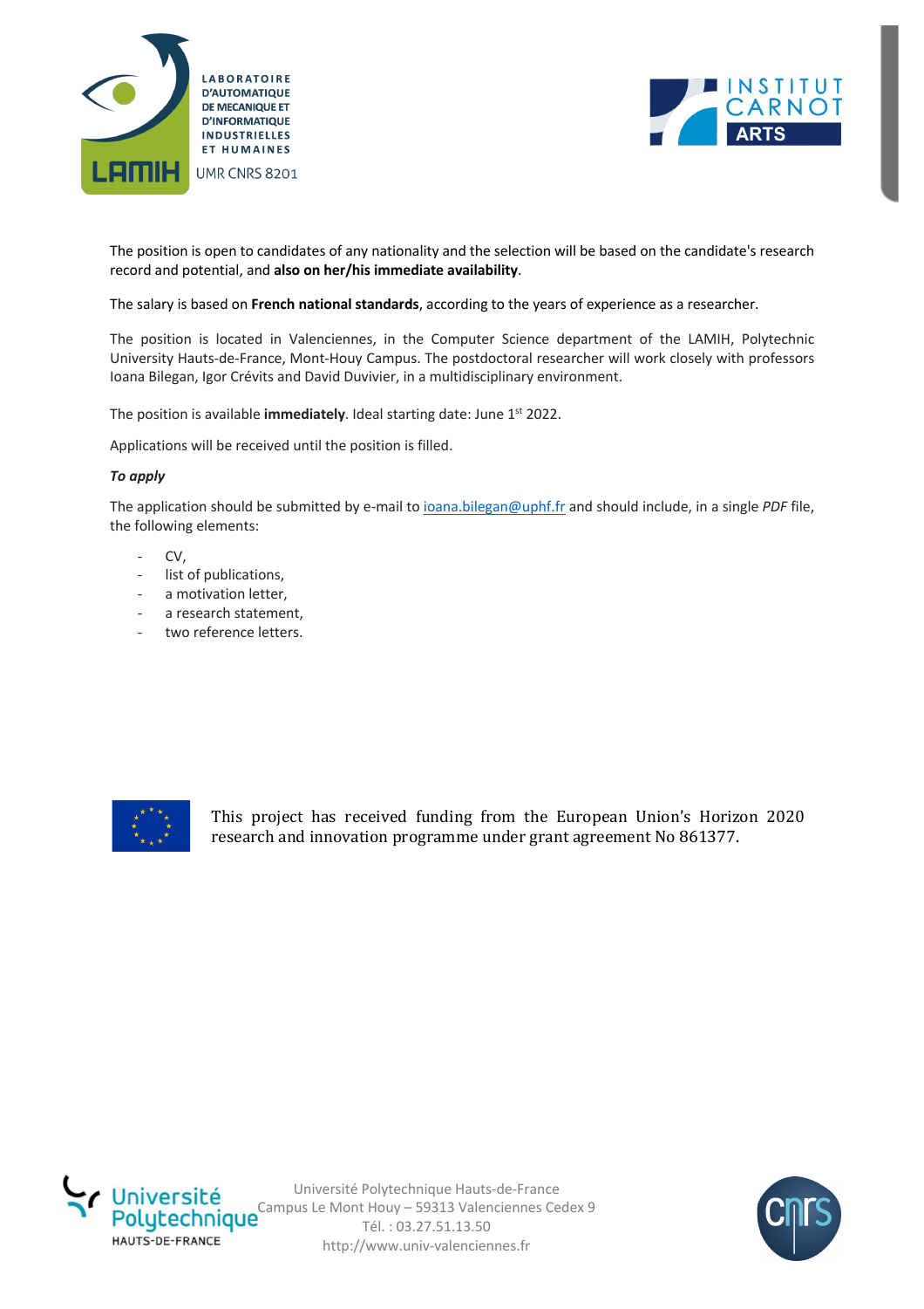The position is open to candidates of any nationality and the selection will be based on the candidate's research record and potential, and **also on her/his immediate availability**.

The salary is based on **French national standards**, according to the years of experience as a researcher.

The position is located in Valenciennes, in the Computer Science department of the LAMIH, Polytechnic University Hauts-de-France, Mont-Houy Campus. The postdoctoral researcher will work closely with professors Ioana Bilegan, Igor Crévits and David Duvivier, in a multidisciplinary environment.

The position is available **immediately**. Ideal starting date: June 1st 2022.

Applications will be received until the position is filled.

***To apply***

The application should be submitted by e-mail to ioana.bilegan@uphf.fr and should include, in a single *PDF* file, the following elements:

- CV,
- list of publications,
- a motivation letter,
- a research statement,
- two reference letters.

This project has received funding from the European Union's Horizon 2020 research and innovation programme under grant agreement No 861377.